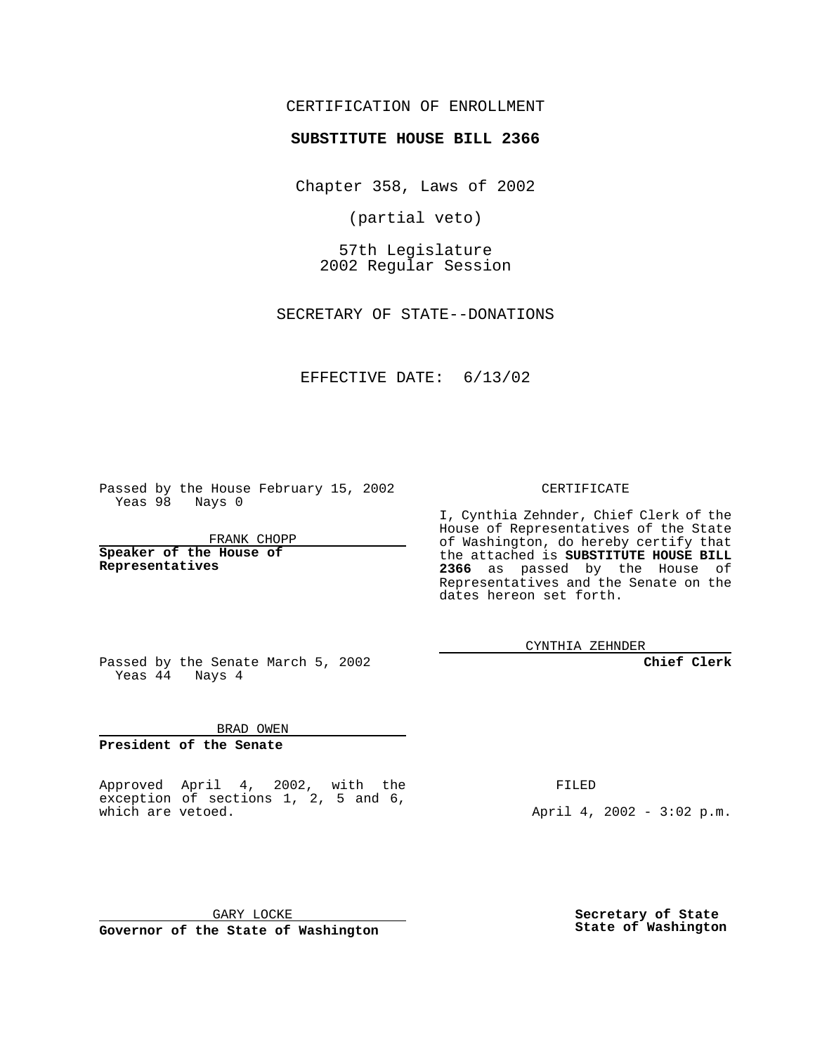CERTIFICATION OF ENROLLMENT

**SUBSTITUTE HOUSE BILL 2366**

Chapter 358, Laws of 2002

(partial veto)

57th Legislature
2002 Regular Session

SECRETARY OF STATE--DONATIONS

EFFECTIVE DATE: 6/13/02

Passed by the House February 15, 2002
Yeas 98 Nays 0

FRANK CHOPP

**Speaker of the House of Representatives**

Passed by the Senate March 5, 2002
Yeas 44 Nays 4

BRAD OWEN

**President of the Senate**

CERTIFICATE

I, Cynthia Zehnder, Chief Clerk of the House of Representatives of the State of Washington, do hereby certify that the attached is **SUBSTITUTE HOUSE BILL 2366** as passed by the House of Representatives and the Senate on the dates hereon set forth.

CYNTHIA ZEHNDER

**Chief Clerk**

Approved April 4, 2002, with the exception of sections 1, 2, 5 and 6, which are vetoed.

FILED

April 4, 2002 - 3:02 p.m.

GARY LOCKE

**Governor of the State of Washington**

**Secretary of State State of Washington**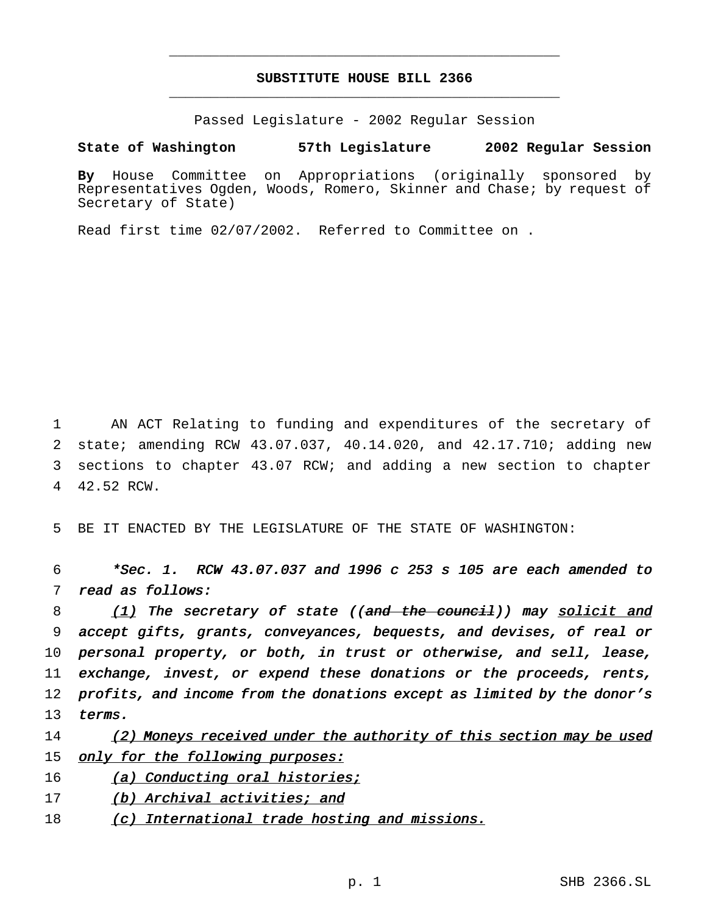# SUBSTITUTE HOUSE BILL 2366

Passed Legislature - 2002 Regular Session

**State of Washington 57th Legislature 2002 Regular Session**

**By** House Committee on Appropriations (originally sponsored by Representatives Ogden, Woods, Romero, Skinner and Chase; by request of Secretary of State)

Read first time 02/07/2002. Referred to Committee on .

1 AN ACT Relating to funding and expenditures of the secretary of
2 state; amending RCW 43.07.037, 40.14.020, and 42.17.710; adding new
3 sections to chapter 43.07 RCW; and adding a new section to chapter
4 42.52 RCW.

5 BE IT ENACTED BY THE LEGISLATURE OF THE STATE OF WASHINGTON:

6 *\*Sec. 1. RCW 43.07.037 and 1996 c 253 s 105 are each amended to*
7 *read as follows:*

8 *(1) The secretary of state ((~~and the council~~)) may solicit and*
9 *accept gifts, grants, conveyances, bequests, and devises, of real or*
10 *personal property, or both, in trust or otherwise, and sell, lease,*
11 *exchange, invest, or expend these donations or the proceeds, rents,*
12 *profits, and income from the donations except as limited by the donor's*
13 *terms.*

14 *(2) Moneys received under the authority of this section may be used*
15 *only for the following purposes:*

16 *(a) Conducting oral histories;*

17 *(b) Archival activities; and*

18 *(c) International trade hosting and missions.*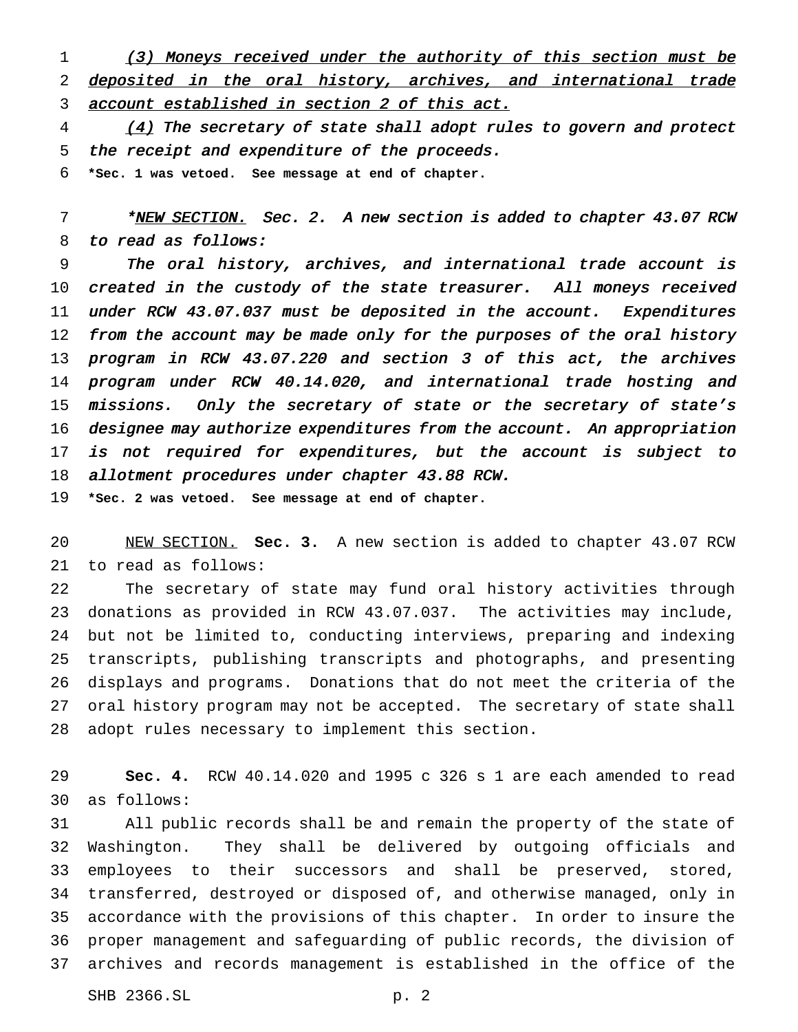_(3) Moneys received under the authority of this section must be deposited in the oral history, archives, and international trade account established in section 2 of this act._

_(4) The secretary of state shall adopt rules to govern and protect the receipt and expenditure of the proceeds._

**\*Sec. 1 was vetoed. See message at end of chapter.**

_\*NEW SECTION. Sec. 2. A new section is added to chapter 43.07 RCW to read as follows:_

_The oral history, archives, and international trade account is created in the custody of the state treasurer. All moneys received under RCW 43.07.037 must be deposited in the account. Expenditures from the account may be made only for the purposes of the oral history program in RCW 43.07.220 and section 3 of this act, the archives program under RCW 40.14.020, and international trade hosting and missions. Only the secretary of state or the secretary of state's designee may authorize expenditures from the account. An appropriation is not required for expenditures, but the account is subject to allotment procedures under chapter 43.88 RCW._

**\*Sec. 2 was vetoed. See message at end of chapter.**

NEW SECTION. **Sec. 3.** A new section is added to chapter 43.07 RCW to read as follows:

The secretary of state may fund oral history activities through donations as provided in RCW 43.07.037. The activities may include, but not be limited to, conducting interviews, preparing and indexing transcripts, publishing transcripts and photographs, and presenting displays and programs. Donations that do not meet the criteria of the oral history program may not be accepted. The secretary of state shall adopt rules necessary to implement this section.

**Sec. 4.** RCW 40.14.020 and 1995 c 326 s 1 are each amended to read as follows:

All public records shall be and remain the property of the state of Washington. They shall be delivered by outgoing officials and employees to their successors and shall be preserved, stored, transferred, destroyed or disposed of, and otherwise managed, only in accordance with the provisions of this chapter. In order to insure the proper management and safeguarding of public records, the division of archives and records management is established in the office of the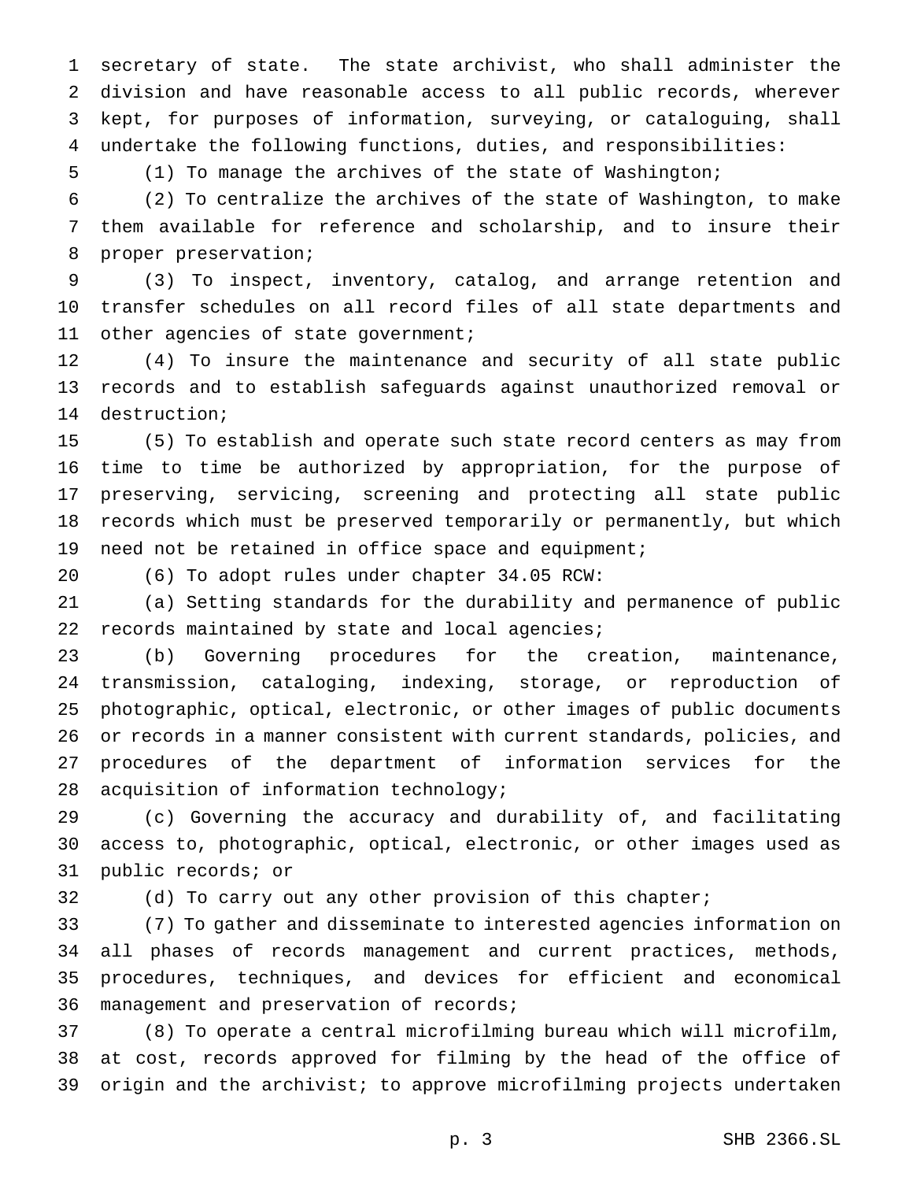secretary of state. The state archivist, who shall administer the division and have reasonable access to all public records, wherever kept, for purposes of information, surveying, or cataloguing, shall undertake the following functions, duties, and responsibilities:

(1) To manage the archives of the state of Washington;

(2) To centralize the archives of the state of Washington, to make them available for reference and scholarship, and to insure their proper preservation;

(3) To inspect, inventory, catalog, and arrange retention and transfer schedules on all record files of all state departments and other agencies of state government;

(4) To insure the maintenance and security of all state public records and to establish safeguards against unauthorized removal or destruction;

(5) To establish and operate such state record centers as may from time to time be authorized by appropriation, for the purpose of preserving, servicing, screening and protecting all state public records which must be preserved temporarily or permanently, but which need not be retained in office space and equipment;

(6) To adopt rules under chapter 34.05 RCW:

(a) Setting standards for the durability and permanence of public records maintained by state and local agencies;

(b) Governing procedures for the creation, maintenance, transmission, cataloging, indexing, storage, or reproduction of photographic, optical, electronic, or other images of public documents or records in a manner consistent with current standards, policies, and procedures of the department of information services for the acquisition of information technology;

(c) Governing the accuracy and durability of, and facilitating access to, photographic, optical, electronic, or other images used as public records; or

(d) To carry out any other provision of this chapter;

(7) To gather and disseminate to interested agencies information on all phases of records management and current practices, methods, procedures, techniques, and devices for efficient and economical management and preservation of records;

(8) To operate a central microfilming bureau which will microfilm, at cost, records approved for filming by the head of the office of origin and the archivist; to approve microfilming projects undertaken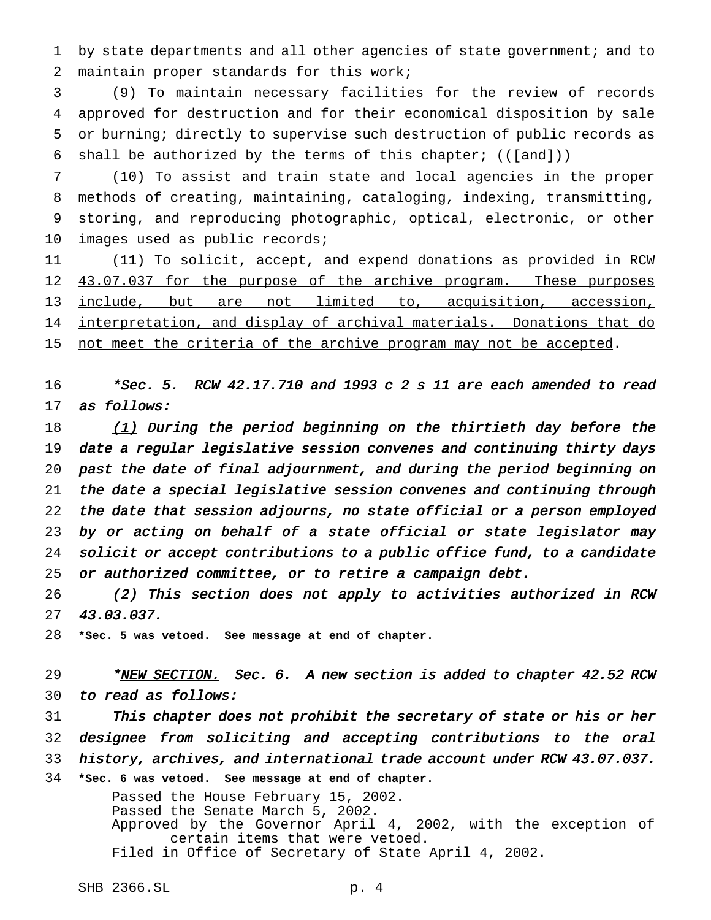by state departments and all other agencies of state government; and to maintain proper standards for this work;

(9) To maintain necessary facilities for the review of records approved for destruction and for their economical disposition by sale or burning; directly to supervise such destruction of public records as shall be authorized by the terms of this chapter; ((~~and~~))

(10) To assist and train state and local agencies in the proper methods of creating, maintaining, cataloging, indexing, transmitting, storing, and reproducing photographic, optical, electronic, or other images used as public records<u>;</u>

<u>(11) To solicit, accept, and expend donations as provided in RCW 43.07.037 for the purpose of the archive program. These purposes include, but are not limited to, acquisition, accession, interpretation, and display of archival materials. Donations that do not meet the criteria of the archive program may not be accepted</u>.

*\*Sec. 5. RCW 42.17.710 and 1993 c 2 s 11 are each amended to read as follows:*

*<u>(1)</u> During the period beginning on the thirtieth day before the date a regular legislative session convenes and continuing thirty days past the date of final adjournment, and during the period beginning on the date a special legislative session convenes and continuing through the date that session adjourns, no state official or a person employed by or acting on behalf of a state official or state legislator may solicit or accept contributions to a public office fund, to a candidate or authorized committee, or to retire a campaign debt.*

*<u>(2) This section does not apply to activities authorized in RCW 43.03.037.</u>*

**\*Sec. 5 was vetoed. See message at end of chapter.**

*\*<u>NEW SECTION.</u> Sec. 6. A new section is added to chapter 42.52 RCW to read as follows:*

*This chapter does not prohibit the secretary of state or his or her designee from soliciting and accepting contributions to the oral history, archives, and international trade account under RCW 43.07.037.*

**\*Sec. 6 was vetoed. See message at end of chapter.**

Passed the House February 15, 2002.
Passed the Senate March 5, 2002.
Approved by the Governor April 4, 2002, with the exception of certain items that were vetoed.
Filed in Office of Secretary of State April 4, 2002.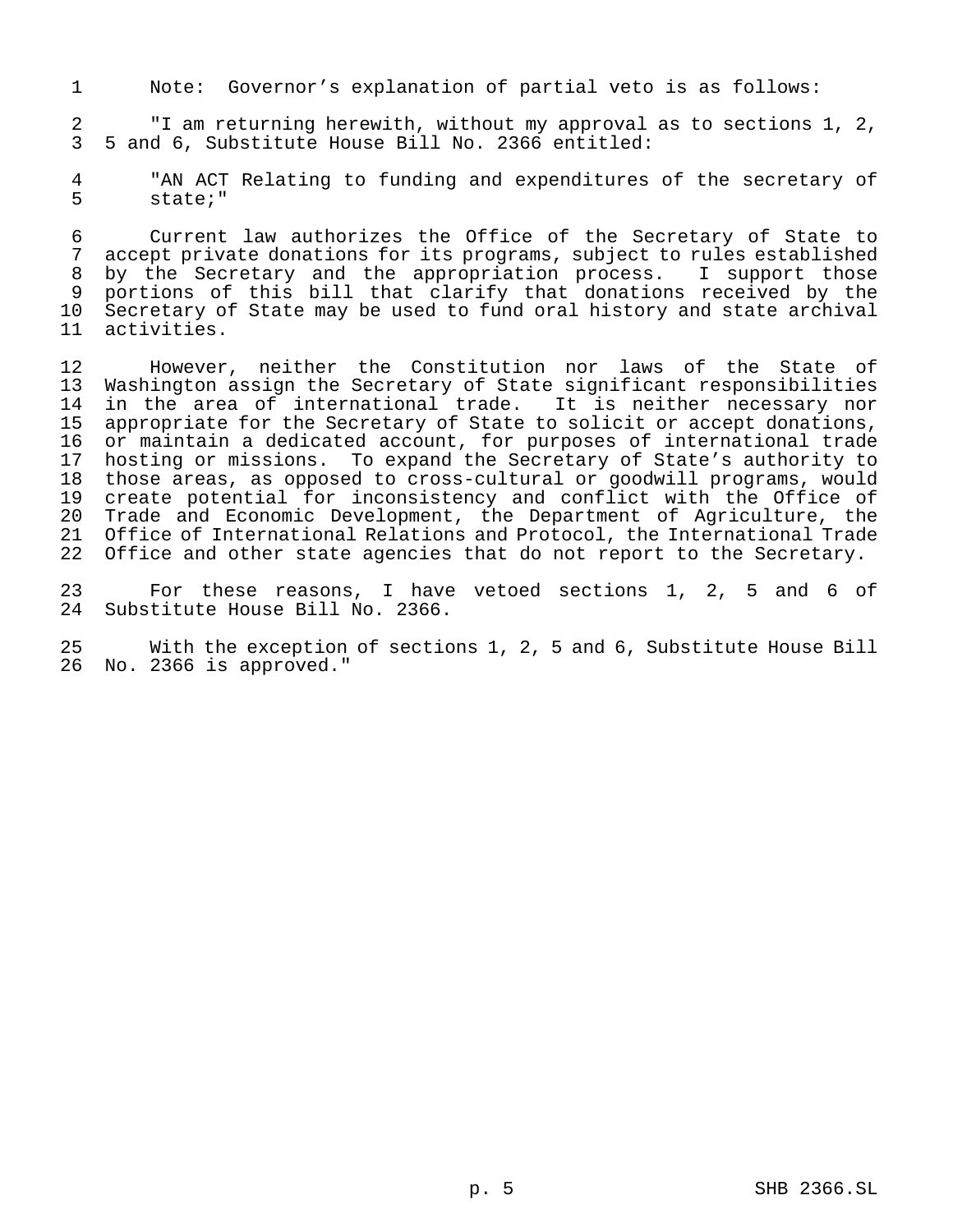Note: Governor's explanation of partial veto is as follows:

"I am returning herewith, without my approval as to sections 1, 2, 5 and 6, Substitute House Bill No. 2366 entitled:

"AN ACT Relating to funding and expenditures of the secretary of state;"

Current law authorizes the Office of the Secretary of State to accept private donations for its programs, subject to rules established by the Secretary and the appropriation process. I support those portions of this bill that clarify that donations received by the Secretary of State may be used to fund oral history and state archival activities.

However, neither the Constitution nor laws of the State of Washington assign the Secretary of State significant responsibilities in the area of international trade. It is neither necessary nor appropriate for the Secretary of State to solicit or accept donations, or maintain a dedicated account, for purposes of international trade hosting or missions. To expand the Secretary of State's authority to those areas, as opposed to cross-cultural or goodwill programs, would create potential for inconsistency and conflict with the Office of Trade and Economic Development, the Department of Agriculture, the Office of International Relations and Protocol, the International Trade Office and other state agencies that do not report to the Secretary.

For these reasons, I have vetoed sections 1, 2, 5 and 6 of Substitute House Bill No. 2366.

With the exception of sections 1, 2, 5 and 6, Substitute House Bill No. 2366 is approved."